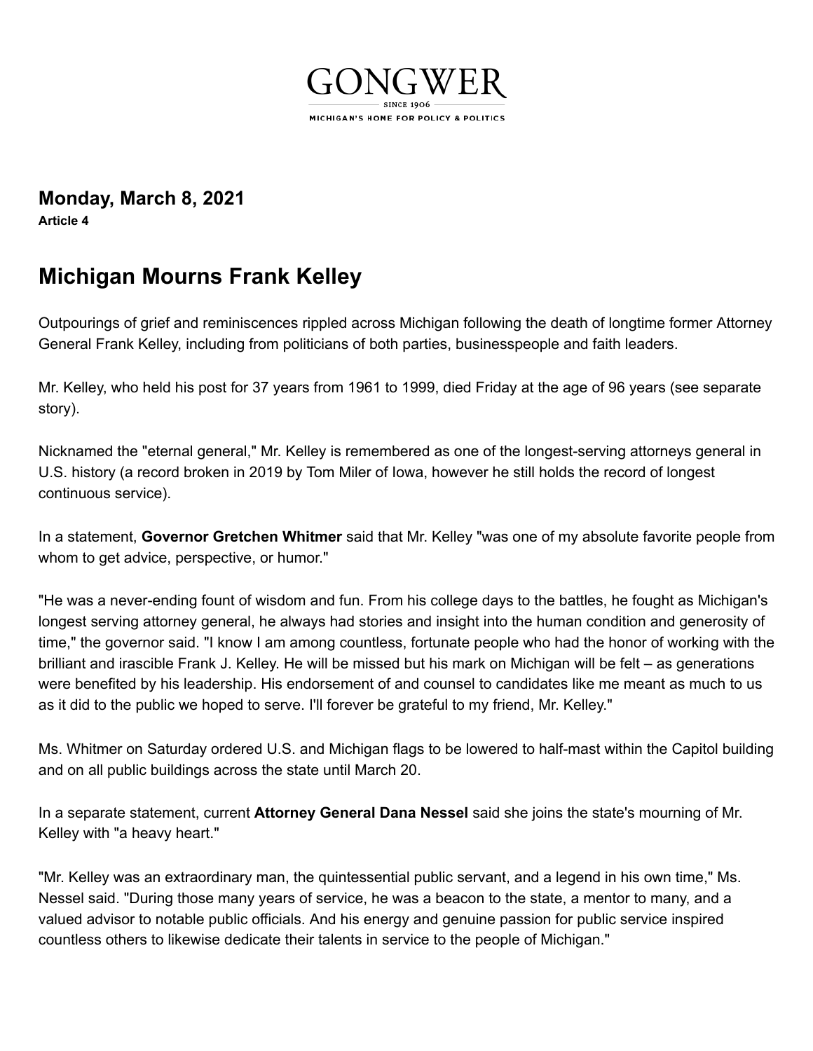# GONGWER

SINCE 1906

MICHIGAN'S HOME FOR POLICY & POLITICS

**Monday, March 8, 2021**
**Article 4**

## Michigan Mourns Frank Kelley

Outpourings of grief and reminiscences rippled across Michigan following the death of longtime former Attorney General Frank Kelley, including from politicians of both parties, businesspeople and faith leaders.

Mr. Kelley, who held his post for 37 years from 1961 to 1999, died Friday at the age of 96 years (see separate story).

Nicknamed the "eternal general," Mr. Kelley is remembered as one of the longest-serving attorneys general in U.S. history (a record broken in 2019 by Tom Miler of Iowa, however he still holds the record of longest continuous service).

In a statement, **Governor Gretchen Whitmer** said that Mr. Kelley "was one of my absolute favorite people from whom to get advice, perspective, or humor."

"He was a never-ending fount of wisdom and fun. From his college days to the battles, he fought as Michigan's longest serving attorney general, he always had stories and insight into the human condition and generosity of time," the governor said. "I know I am among countless, fortunate people who had the honor of working with the brilliant and irascible Frank J. Kelley. He will be missed but his mark on Michigan will be felt – as generations were benefited by his leadership. His endorsement of and counsel to candidates like me meant as much to us as it did to the public we hoped to serve. I'll forever be grateful to my friend, Mr. Kelley."

Ms. Whitmer on Saturday ordered U.S. and Michigan flags to be lowered to half-mast within the Capitol building and on all public buildings across the state until March 20.

In a separate statement, current **Attorney General Dana Nessel** said she joins the state's mourning of Mr. Kelley with "a heavy heart."

"Mr. Kelley was an extraordinary man, the quintessential public servant, and a legend in his own time," Ms. Nessel said. "During those many years of service, he was a beacon to the state, a mentor to many, and a valued advisor to notable public officials. And his energy and genuine passion for public service inspired countless others to likewise dedicate their talents in service to the people of Michigan."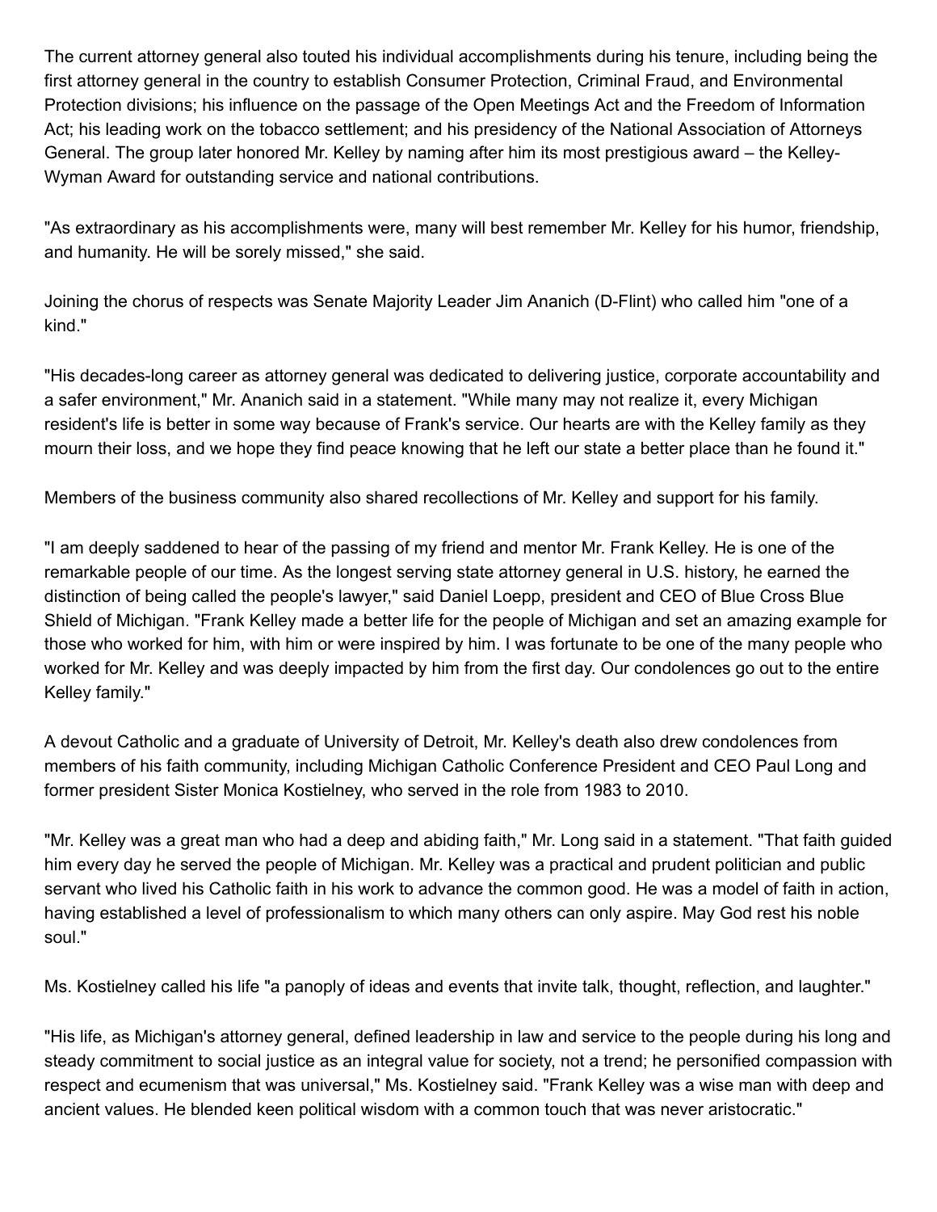The current attorney general also touted his individual accomplishments during his tenure, including being the first attorney general in the country to establish Consumer Protection, Criminal Fraud, and Environmental Protection divisions; his influence on the passage of the Open Meetings Act and the Freedom of Information Act; his leading work on the tobacco settlement; and his presidency of the National Association of Attorneys General. The group later honored Mr. Kelley by naming after him its most prestigious award – the Kelley-Wyman Award for outstanding service and national contributions.

"As extraordinary as his accomplishments were, many will best remember Mr. Kelley for his humor, friendship, and humanity. He will be sorely missed," she said.

Joining the chorus of respects was Senate Majority Leader Jim Ananich (D-Flint) who called him "one of a kind."

"His decades-long career as attorney general was dedicated to delivering justice, corporate accountability and a safer environment," Mr. Ananich said in a statement. "While many may not realize it, every Michigan resident's life is better in some way because of Frank's service. Our hearts are with the Kelley family as they mourn their loss, and we hope they find peace knowing that he left our state a better place than he found it."

Members of the business community also shared recollections of Mr. Kelley and support for his family.

"I am deeply saddened to hear of the passing of my friend and mentor Mr. Frank Kelley. He is one of the remarkable people of our time. As the longest serving state attorney general in U.S. history, he earned the distinction of being called the people's lawyer," said Daniel Loepp, president and CEO of Blue Cross Blue Shield of Michigan. "Frank Kelley made a better life for the people of Michigan and set an amazing example for those who worked for him, with him or were inspired by him. I was fortunate to be one of the many people who worked for Mr. Kelley and was deeply impacted by him from the first day. Our condolences go out to the entire Kelley family."

A devout Catholic and a graduate of University of Detroit, Mr. Kelley's death also drew condolences from members of his faith community, including Michigan Catholic Conference President and CEO Paul Long and former president Sister Monica Kostielney, who served in the role from 1983 to 2010.

"Mr. Kelley was a great man who had a deep and abiding faith," Mr. Long said in a statement. "That faith guided him every day he served the people of Michigan. Mr. Kelley was a practical and prudent politician and public servant who lived his Catholic faith in his work to advance the common good. He was a model of faith in action, having established a level of professionalism to which many others can only aspire. May God rest his noble soul."

Ms. Kostielney called his life "a panoply of ideas and events that invite talk, thought, reflection, and laughter."

"His life, as Michigan's attorney general, defined leadership in law and service to the people during his long and steady commitment to social justice as an integral value for society, not a trend; he personified compassion with respect and ecumenism that was universal," Ms. Kostielney said. "Frank Kelley was a wise man with deep and ancient values. He blended keen political wisdom with a common touch that was never aristocratic."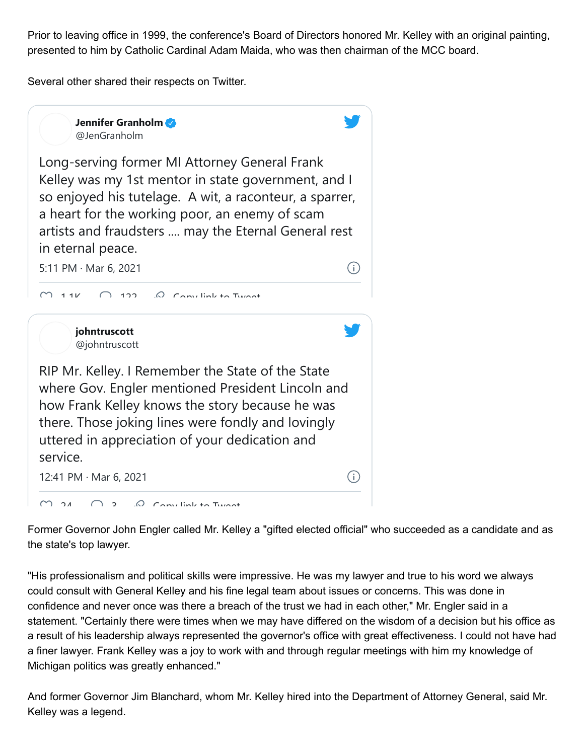Prior to leaving office in 1999, the conference's Board of Directors honored Mr. Kelley with an original painting, presented to him by Catholic Cardinal Adam Maida, who was then chairman of the MCC board.

Several other shared their respects on Twitter.

> **Jennifer Granholm** @JenGranholm
>
> Long-serving former MI Attorney General Frank Kelley was my 1st mentor in state government, and I so enjoyed his tutelage. A wit, a raconteur, a sparrer, a heart for the working poor, an enemy of scam artists and fraudsters .... may the Eternal General rest in eternal peace.
>
> 5:11 PM · Mar 6, 2021
>
> 1.1K 122 Copy link to Tweet

> **johntruscott** @johntruscott
>
> RIP Mr. Kelley. I Remember the State of the State where Gov. Engler mentioned President Lincoln and how Frank Kelley knows the story because he was there. Those joking lines were fondly and lovingly uttered in appreciation of your dedication and service.
>
> 12:41 PM · Mar 6, 2021
>
> 24 3 Copy link to Tweet

Former Governor John Engler called Mr. Kelley a "gifted elected official" who succeeded as a candidate and as the state's top lawyer.

"His professionalism and political skills were impressive. He was my lawyer and true to his word we always could consult with General Kelley and his fine legal team about issues or concerns. This was done in confidence and never once was there a breach of the trust we had in each other," Mr. Engler said in a statement. "Certainly there were times when we may have differed on the wisdom of a decision but his office as a result of his leadership always represented the governor's office with great effectiveness. I could not have had a finer lawyer. Frank Kelley was a joy to work with and through regular meetings with him my knowledge of Michigan politics was greatly enhanced."

And former Governor Jim Blanchard, whom Mr. Kelley hired into the Department of Attorney General, said Mr. Kelley was a legend.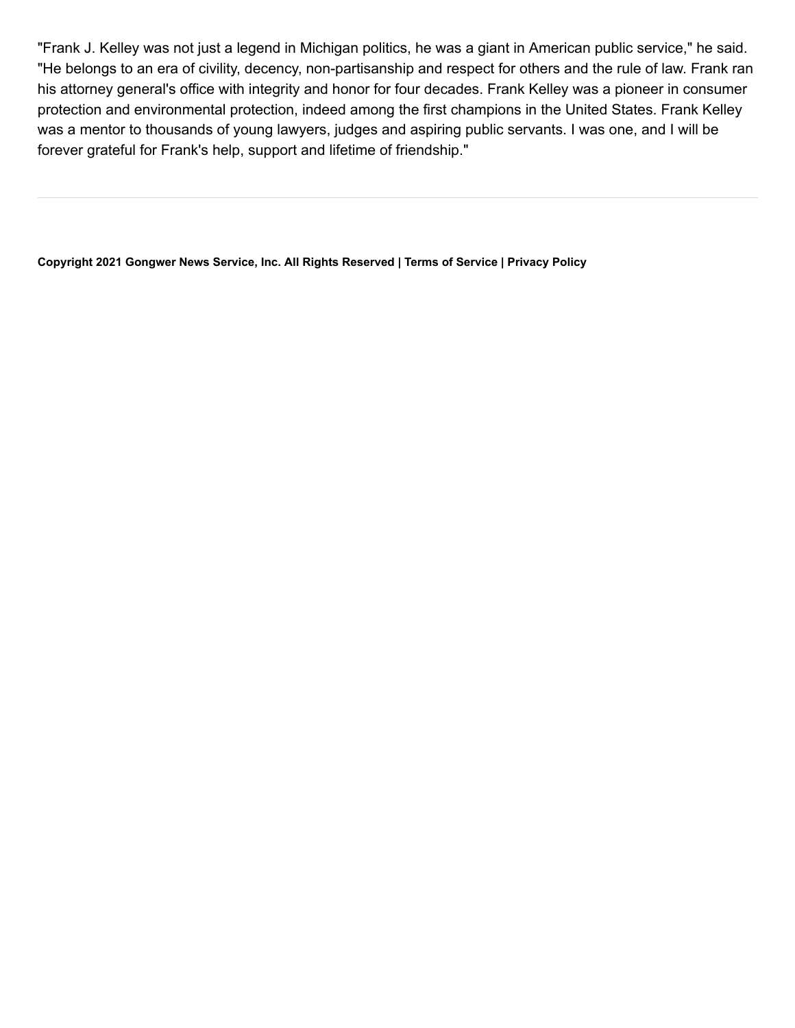"Frank J. Kelley was not just a legend in Michigan politics, he was a giant in American public service," he said. "He belongs to an era of civility, decency, non-partisanship and respect for others and the rule of law. Frank ran his attorney general's office with integrity and honor for four decades. Frank Kelley was a pioneer in consumer protection and environmental protection, indeed among the first champions in the United States. Frank Kelley was a mentor to thousands of young lawyers, judges and aspiring public servants. I was one, and I will be forever grateful for Frank's help, support and lifetime of friendship."

---

**Copyright 2021 Gongwer News Service, Inc. All Rights Reserved | Terms of Service | Privacy Policy**